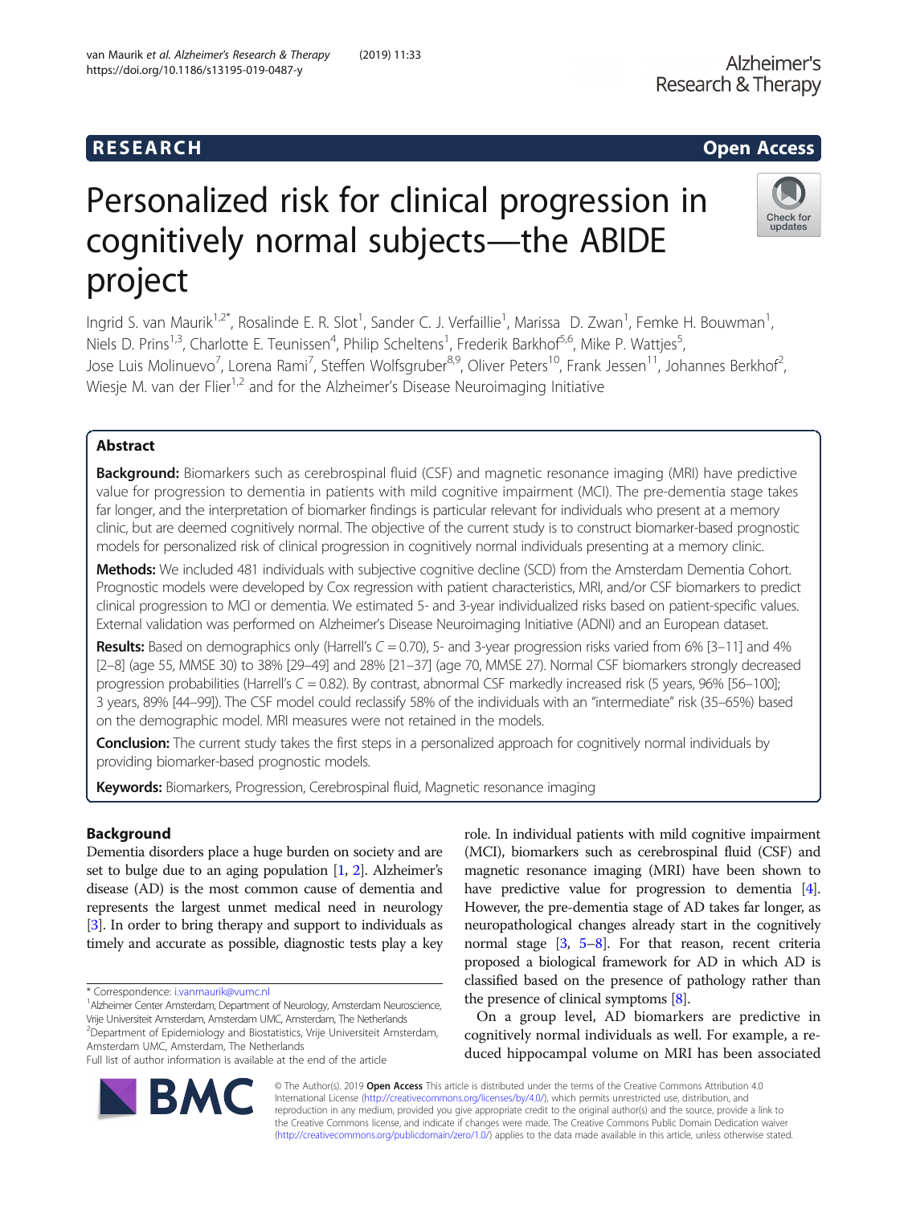RESEARCH | Open Access

# Personalized risk for clinical progression in cognitively normal subjects—the ABIDE project

Ingrid S. van Maurik[1,2*], Rosalinde E. R. Slot[1], Sander C. J. Verfaillie[1], Marissa D. Zwan[1], Femke H. Bouwman[1], Niels D. Prins[1,3], Charlotte E. Teunissen[4], Philip Scheltens[1], Frederik Barkhof[5,6], Mike P. Wattjes[5], Jose Luis Molinuevo[7], Lorena Rami[7], Steffen Wolfsgruber[8,9], Oliver Peters[10], Frank Jessen[11], Johannes Berkhof[2], Wiesje M. van der Flier[1,2] and for the Alzheimer's Disease Neuroimaging Initiative

## Abstract

**Background:** Biomarkers such as cerebrospinal fluid (CSF) and magnetic resonance imaging (MRI) have predictive value for progression to dementia in patients with mild cognitive impairment (MCI). The pre-dementia stage takes far longer, and the interpretation of biomarker findings is particular relevant for individuals who present at a memory clinic, but are deemed cognitively normal. The objective of the current study is to construct biomarker-based prognostic models for personalized risk of clinical progression in cognitively normal individuals presenting at a memory clinic.

**Methods:** We included 481 individuals with subjective cognitive decline (SCD) from the Amsterdam Dementia Cohort. Prognostic models were developed by Cox regression with patient characteristics, MRI, and/or CSF biomarkers to predict clinical progression to MCI or dementia. We estimated 5- and 3-year individualized risks based on patient-specific values. External validation was performed on Alzheimer's Disease Neuroimaging Initiative (ADNI) and an European dataset.

**Results:** Based on demographics only (Harrell's $C = 0.70$), 5- and 3-year progression risks varied from 6% [3–11] and 4% [2–8] (age 55, MMSE 30) to 38% [29–49] and 28% [21–37] (age 70, MMSE 27). Normal CSF biomarkers strongly decreased progression probabilities (Harrell's $C = 0.82$). By contrast, abnormal CSF markedly increased risk (5 years, 96% [56–100]; 3 years, 89% [44–99]). The CSF model could reclassify 58% of the individuals with an "intermediate" risk (35–65%) based on the demographic model. MRI measures were not retained in the models.

**Conclusion:** The current study takes the first steps in a personalized approach for cognitively normal individuals by providing biomarker-based prognostic models.

**Keywords:** Biomarkers, Progression, Cerebrospinal fluid, Magnetic resonance imaging

## Background

Dementia disorders place a huge burden on society and are set to bulge due to an aging population [1, 2]. Alzheimer's disease (AD) is the most common cause of dementia and represents the largest unmet medical need in neurology [3]. In order to bring therapy and support to individuals as timely and accurate as possible, diagnostic tests play a key role. In individual patients with mild cognitive impairment (MCI), biomarkers such as cerebrospinal fluid (CSF) and magnetic resonance imaging (MRI) have been shown to have predictive value for progression to dementia [4]. However, the pre-dementia stage of AD takes far longer, as neuropathological changes already start in the cognitively normal stage [3, 5–8]. For that reason, recent criteria proposed a biological framework for AD in which AD is classified based on the presence of pathology rather than the presence of clinical symptoms [8].

On a group level, AD biomarkers are predictive in cognitively normal individuals as well. For example, a reduced hippocampal volume on MRI has been associated

\* Correspondence: i.vanmaurik@vumc.nl
[1]Alzheimer Center Amsterdam, Department of Neurology, Amsterdam Neuroscience, Vrije Universiteit Amsterdam, Amsterdam UMC, Amsterdam, The Netherlands
[2]Department of Epidemiology and Biostatistics, Vrije Universiteit Amsterdam, Amsterdam UMC, Amsterdam, The Netherlands
Full list of author information is available at the end of the article

© The Author(s). 2019 **Open Access** This article is distributed under the terms of the Creative Commons Attribution 4.0 International License (http://creativecommons.org/licenses/by/4.0/), which permits unrestricted use, distribution, and reproduction in any medium, provided you give appropriate credit to the original author(s) and the source, provide a link to the Creative Commons license, and indicate if changes were made. The Creative Commons Public Domain Dedication waiver (http://creativecommons.org/publicdomain/zero/1.0/) applies to the data made available in this article, unless otherwise stated.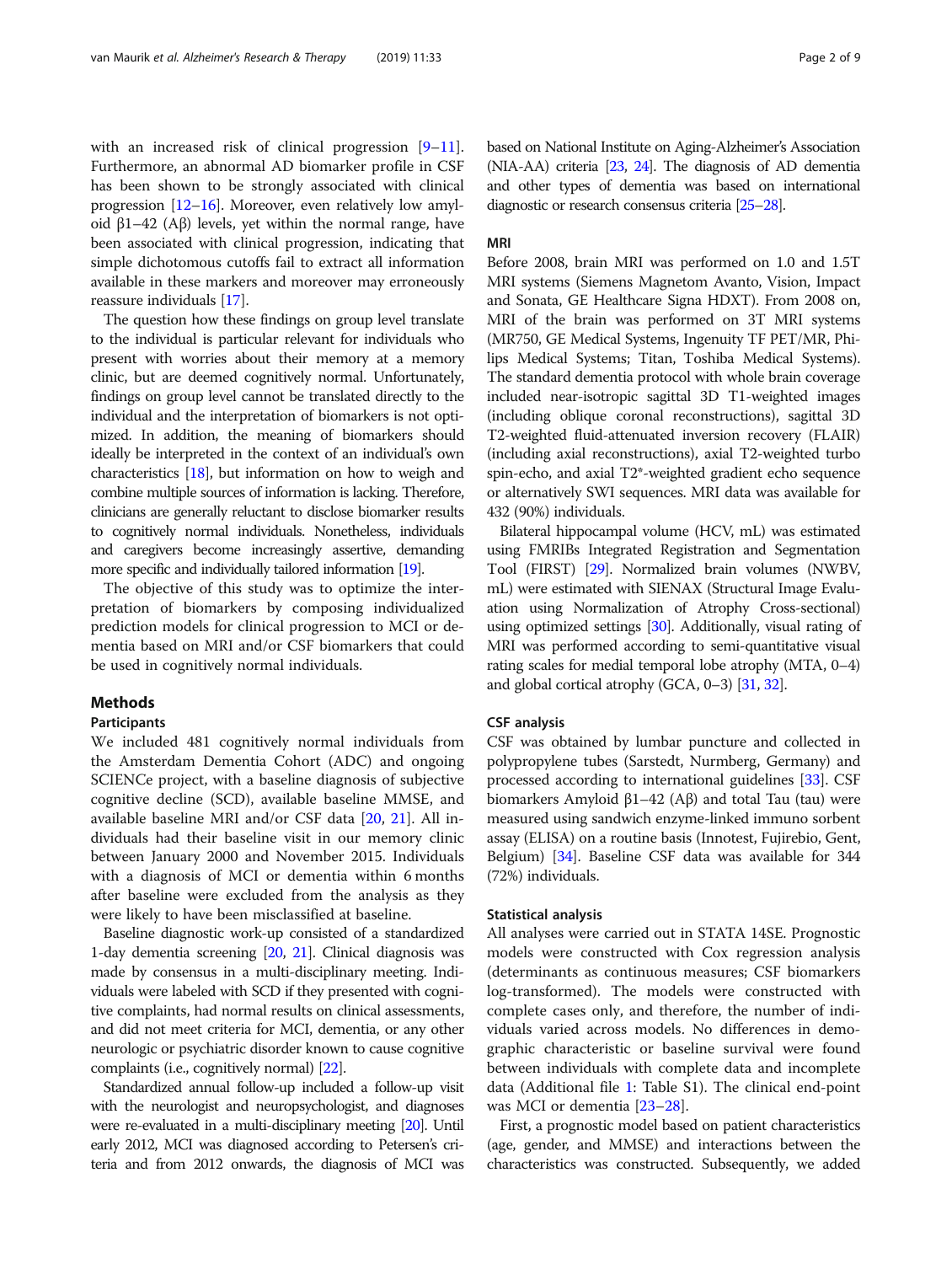with an increased risk of clinical progression [9–11]. Furthermore, an abnormal AD biomarker profile in CSF has been shown to be strongly associated with clinical progression [12–16]. Moreover, even relatively low amyloid β1–42 (Aβ) levels, yet within the normal range, have been associated with clinical progression, indicating that simple dichotomous cutoffs fail to extract all information available in these markers and moreover may erroneously reassure individuals [17].

The question how these findings on group level translate to the individual is particular relevant for individuals who present with worries about their memory at a memory clinic, but are deemed cognitively normal. Unfortunately, findings on group level cannot be translated directly to the individual and the interpretation of biomarkers is not optimized. In addition, the meaning of biomarkers should ideally be interpreted in the context of an individual's own characteristics [18], but information on how to weigh and combine multiple sources of information is lacking. Therefore, clinicians are generally reluctant to disclose biomarker results to cognitively normal individuals. Nonetheless, individuals and caregivers become increasingly assertive, demanding more specific and individually tailored information [19].

The objective of this study was to optimize the interpretation of biomarkers by composing individualized prediction models for clinical progression to MCI or dementia based on MRI and/or CSF biomarkers that could be used in cognitively normal individuals.

## Methods

### Participants

We included 481 cognitively normal individuals from the Amsterdam Dementia Cohort (ADC) and ongoing SCIENCe project, with a baseline diagnosis of subjective cognitive decline (SCD), available baseline MMSE, and available baseline MRI and/or CSF data [20, 21]. All individuals had their baseline visit in our memory clinic between January 2000 and November 2015. Individuals with a diagnosis of MCI or dementia within 6 months after baseline were excluded from the analysis as they were likely to have been misclassified at baseline.

Baseline diagnostic work-up consisted of a standardized 1-day dementia screening [20, 21]. Clinical diagnosis was made by consensus in a multi-disciplinary meeting. Individuals were labeled with SCD if they presented with cognitive complaints, had normal results on clinical assessments, and did not meet criteria for MCI, dementia, or any other neurologic or psychiatric disorder known to cause cognitive complaints (i.e., cognitively normal) [22].

Standardized annual follow-up included a follow-up visit with the neurologist and neuropsychologist, and diagnoses were re-evaluated in a multi-disciplinary meeting [20]. Until early 2012, MCI was diagnosed according to Petersen's criteria and from 2012 onwards, the diagnosis of MCI was based on National Institute on Aging-Alzheimer's Association (NIA-AA) criteria [23, 24]. The diagnosis of AD dementia and other types of dementia was based on international diagnostic or research consensus criteria [25–28].

### MRI

Before 2008, brain MRI was performed on 1.0 and 1.5T MRI systems (Siemens Magnetom Avanto, Vision, Impact and Sonata, GE Healthcare Signa HDXT). From 2008 on, MRI of the brain was performed on 3T MRI systems (MR750, GE Medical Systems, Ingenuity TF PET/MR, Philips Medical Systems; Titan, Toshiba Medical Systems). The standard dementia protocol with whole brain coverage included near-isotropic sagittal 3D T1-weighted images (including oblique coronal reconstructions), sagittal 3D T2-weighted fluid-attenuated inversion recovery (FLAIR) (including axial reconstructions), axial T2-weighted turbo spin-echo, and axial T2*-weighted gradient echo sequence or alternatively SWI sequences. MRI data was available for 432 (90%) individuals.

Bilateral hippocampal volume (HCV, mL) was estimated using FMRIBs Integrated Registration and Segmentation Tool (FIRST) [29]. Normalized brain volumes (NWBV, mL) were estimated with SIENAX (Structural Image Evaluation using Normalization of Atrophy Cross-sectional) using optimized settings [30]. Additionally, visual rating of MRI was performed according to semi-quantitative visual rating scales for medial temporal lobe atrophy (MTA, 0–4) and global cortical atrophy (GCA, 0–3) [31, 32].

### CSF analysis

CSF was obtained by lumbar puncture and collected in polypropylene tubes (Sarstedt, Nurmberg, Germany) and processed according to international guidelines [33]. CSF biomarkers Amyloid β1–42 (Aβ) and total Tau (tau) were measured using sandwich enzyme-linked immuno sorbent assay (ELISA) on a routine basis (Innotest, Fujirebio, Gent, Belgium) [34]. Baseline CSF data was available for 344 (72%) individuals.

### Statistical analysis

All analyses were carried out in STATA 14SE. Prognostic models were constructed with Cox regression analysis (determinants as continuous measures; CSF biomarkers log-transformed). The models were constructed with complete cases only, and therefore, the number of individuals varied across models. No differences in demographic characteristic or baseline survival were found between individuals with complete data and incomplete data (Additional file 1: Table S1). The clinical end-point was MCI or dementia [23–28].

First, a prognostic model based on patient characteristics (age, gender, and MMSE) and interactions between the characteristics was constructed. Subsequently, we added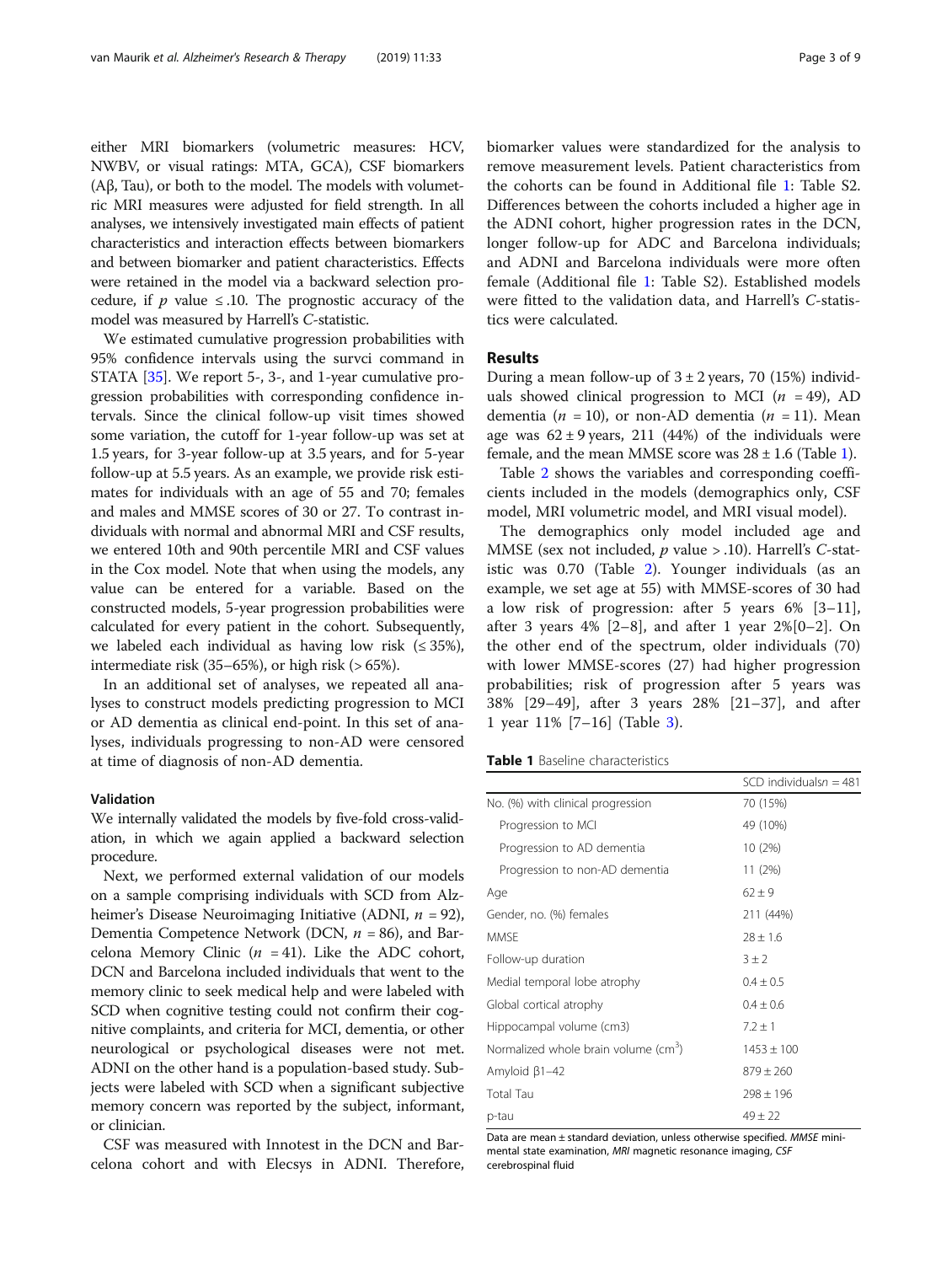either MRI biomarkers (volumetric measures: HCV, NWBV, or visual ratings: MTA, GCA), CSF biomarkers (Aβ, Tau), or both to the model. The models with volumetric MRI measures were adjusted for field strength. In all analyses, we intensively investigated main effects of patient characteristics and interaction effects between biomarkers and between biomarker and patient characteristics. Effects were retained in the model via a backward selection procedure, if *p* value ≤ .10. The prognostic accuracy of the model was measured by Harrell's *C*-statistic.

We estimated cumulative progression probabilities with 95% confidence intervals using the survci command in STATA [35]. We report 5-, 3-, and 1-year cumulative progression probabilities with corresponding confidence intervals. Since the clinical follow-up visit times showed some variation, the cutoff for 1-year follow-up was set at 1.5 years, for 3-year follow-up at 3.5 years, and for 5-year follow-up at 5.5 years. As an example, we provide risk estimates for individuals with an age of 55 and 70; females and males and MMSE scores of 30 or 27. To contrast individuals with normal and abnormal MRI and CSF results, we entered 10th and 90th percentile MRI and CSF values in the Cox model. Note that when using the models, any value can be entered for a variable. Based on the constructed models, 5-year progression probabilities were calculated for every patient in the cohort. Subsequently, we labeled each individual as having low risk (≤ 35%), intermediate risk (35–65%), or high risk (> 65%).

In an additional set of analyses, we repeated all analyses to construct models predicting progression to MCI or AD dementia as clinical end-point. In this set of analyses, individuals progressing to non-AD were censored at time of diagnosis of non-AD dementia.

### Validation

We internally validated the models by five-fold cross-validation, in which we again applied a backward selection procedure.

Next, we performed external validation of our models on a sample comprising individuals with SCD from Alzheimer's Disease Neuroimaging Initiative (ADNI, *n* = 92), Dementia Competence Network (DCN, *n* = 86), and Barcelona Memory Clinic (*n* = 41). Like the ADC cohort, DCN and Barcelona included individuals that went to the memory clinic to seek medical help and were labeled with SCD when cognitive testing could not confirm their cognitive complaints, and criteria for MCI, dementia, or other neurological or psychological diseases were not met. ADNI on the other hand is a population-based study. Subjects were labeled with SCD when a significant subjective memory concern was reported by the subject, informant, or clinician.

CSF was measured with Innotest in the DCN and Barcelona cohort and with Elecsys in ADNI. Therefore, biomarker values were standardized for the analysis to remove measurement levels. Patient characteristics from the cohorts can be found in Additional file 1: Table S2. Differences between the cohorts included a higher age in the ADNI cohort, higher progression rates in the DCN, longer follow-up for ADC and Barcelona individuals; and ADNI and Barcelona individuals were more often female (Additional file 1: Table S2). Established models were fitted to the validation data, and Harrell's *C*-statistics were calculated.

## Results

During a mean follow-up of 3 ± 2 years, 70 (15%) individuals showed clinical progression to MCI (*n* = 49), AD dementia (*n* = 10), or non-AD dementia (*n* = 11). Mean age was 62 ± 9 years, 211 (44%) of the individuals were female, and the mean MMSE score was 28 ± 1.6 (Table 1).

Table 2 shows the variables and corresponding coefficients included in the models (demographics only, CSF model, MRI volumetric model, and MRI visual model).

The demographics only model included age and MMSE (sex not included, *p* value > .10). Harrell's *C*-statistic was 0.70 (Table 2). Younger individuals (as an example, we set age at 55) with MMSE-scores of 30 had a low risk of progression: after 5 years 6% [3–11], after 3 years 4% [2–8], and after 1 year 2%[0–2]. On the other end of the spectrum, older individuals (70) with lower MMSE-scores (27) had higher progression probabilities; risk of progression after 5 years was 38% [29–49], after 3 years 28% [21–37], and after 1 year 11% [7–16] (Table 3).

**Table 1** Baseline characteristics

| | SCD individuals*n* = 481 |
|---|---|
| No. (%) with clinical progression | 70 (15%) |
| Progression to MCI | 49 (10%) |
| Progression to AD dementia | 10 (2%) |
| Progression to non-AD dementia | 11 (2%) |
| Age | 62 ± 9 |
| Gender, no. (%) females | 211 (44%) |
| MMSE | 28 ± 1.6 |
| Follow-up duration | 3 ± 2 |
| Medial temporal lobe atrophy | 0.4 ± 0.5 |
| Global cortical atrophy | 0.4 ± 0.6 |
| Hippocampal volume (cm3) | 7.2 ± 1 |
| Normalized whole brain volume ($cm^3$) | 1453 ± 100 |
| Amyloid β1–42 | 879 ± 260 |
| Total Tau | 298 ± 196 |
| p-tau | 49 ± 22 |

Data are mean ± standard deviation, unless otherwise specified. *MMSE* mini-mental state examination, *MRI* magnetic resonance imaging, *CSF* cerebrospinal fluid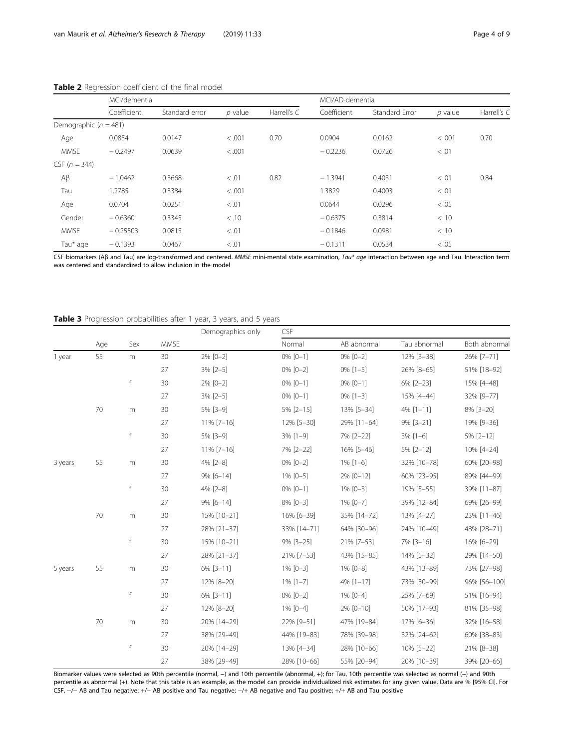**Table 2** Regression coefficient of the final model

| | MCI/dementia | | | | MCI/AD-dementia | | | |
|---|---|---|---|---|---|---|---|---|
| | Coëfficient | Standard error | *p* value | Harrell's *C* | Coëfficient | Standard Error | *p* value | Harrell's *C* |
| Demographic ($n = 481$) | | | | | | | | |
| Age | 0.0854 | 0.0147 | < .001 | 0.70 | 0.0904 | 0.0162 | < .001 | 0.70 |
| MMSE | − 0.2497 | 0.0639 | < .001 | | − 0.2236 | 0.0726 | < .01 | |
| CSF ($n = 344$) | | | | | | | | |
| Aβ | − 1.0462 | 0.3668 | < .01 | 0.82 | − 1.3941 | 0.4031 | < .01 | 0.84 |
| Tau | 1.2785 | 0.3384 | < .001 | | 1.3829 | 0.4003 | < .01 | |
| Age | 0.0704 | 0.0251 | < .01 | | 0.0644 | 0.0296 | < .05 | |
| Gender | − 0.6360 | 0.3345 | < .10 | | − 0.6375 | 0.3814 | < .10 | |
| MMSE | − 0.25503 | 0.0815 | < .01 | | − 0.1846 | 0.0981 | < .10 | |
| Tau* age | − 0.1393 | 0.0467 | < .01 | | − 0.1311 | 0.0534 | < .05 | |

CSF biomarkers (Aβ and Tau) are log-transformed and centered. *MMSE* mini-mental state examination, *Tau* age* interaction between age and Tau. Interaction term was centered and standardized to allow inclusion in the model

**Table 3** Progression probabilities after 1 year, 3 years, and 5 years

| | | | | Demographics only | CSF | | | |
|---|---|---|---|---|---|---|---|---|
| | Age | Sex | MMSE | | Normal | AB abnormal | Tau abnormal | Both abnormal |
| 1 year | 55 | m | 30 | 2% [0–2] | 0% [0–1] | 0% [0–2] | 12% [3–38] | 26% [7–71] |
| | | | 27 | 3% [2–5] | 0% [0–2] | 0% [1–5] | 26% [8–65] | 51% [18–92] |
| | | f | 30 | 2% [0–2] | 0% [0–1] | 0% [0–1] | 6% [2–23] | 15% [4–48] |
| | | | 27 | 3% [2–5] | 0% [0–2] | 0% [1–3] | 15% [4–44] | 32% [9–77] |
| | 70 | m | 30 | 5% [3–9] | 5% [2–15] | 13% [5–34] | 4% [1–11] | 8% [3–20] |
| | | | 27 | 11% [7–16] | 12% [5–30] | 29% [11–64] | 9% [3–21] | 19% [9–36] |
| | | f | 30 | 5% [3–9] | 3% [1–9] | 7% [2–22] | 3% [1–6] | 5% [2–12] |
| | | | 27 | 11% [7–16] | 7% [2–22] | 16% [5–46] | 5% [2–12] | 10% [4–24] |
| 3 years | 55 | m | 30 | 4% [2–8] | 0% [0–2] | 1% [1–6] | 32% [10–78] | 60% [20–98] |
| | | | 27 | 9% [6–14] | 1% [0–5] | 2% [0–12] | 60% [23–95] | 89% [44–99] |
| | | f | 30 | 4% [2–8] | 0% [0–1] | 1% [0–3] | 19% [5–55] | 39% [11–87] |
| | | | 27 | 9% [6–14] | 0% [0–3] | 1% [0–7] | 39% [12–84] | 69% [26–99] |
| | 70 | m | 30 | 15% [10–21] | 16% [6–39] | 35% [14–72] | 13% [4–27] | 23% [11–46] |
| | | | 27 | 28% [21–37] | 33% [14–71] | 64% [30–96] | 24% [10–49] | 48% [28–71] |
| | | f | 30 | 15% [10–21] | 9% [3–25] | 21% [7–53] | 7% [3–16] | 16% [6–29] |
| | | | 27 | 28% [21–37] | 21% [7–53] | 43% [15–85] | 14% [5–32] | 29% [14–50] |
| 5 years | 55 | m | 30 | 6% [3–11] | 1% [0–3] | 1% [0–8] | 43% [13–89] | 73% [27–98] |
| | | | 27 | 12% [8–20] | 1% [1–7] | 4% [1–17] | 73% [30–99] | 96% [56–100] |
| | | f | 30 | 6% [3–11] | 0% [0–2] | 1% [0–4] | 25% [7–69] | 51% [16–94] |
| | | | 27 | 12% [8–20] | 1% [0–4] | 2% [0–10] | 50% [17–93] | 81% [35–98] |
| | 70 | m | 30 | 20% [14–29] | 22% [9–51] | 47% [19–84] | 17% [6–36] | 32% [16–58] |
| | | | 27 | 38% [29–49] | 44% [19–83] | 78% [39–98] | 32% [24–62] | 60% [38–83] |
| | | f | 30 | 20% [14–29] | 13% [4–34] | 28% [10–66] | 10% [5–22] | 21% [8–38] |
| | | | 27 | 38% [29–49] | 28% [10–66] | 55% [20–94] | 20% [10–39] | 39% [20–66] |

Biomarker values were selected as 90th percentile (normal, −) and 10th percentile (abnormal, +); for Tau, 10th percentile was selected as normal (−) and 90th percentile as abnormal (+). Note that this table is an example, as the model can provide individualized risk estimates for any given value. Data are % [95% CI]. For CSF, −/− AB and Tau negative: +/− AB positive and Tau negative; −/+ AB negative and Tau positive; +/+ AB and Tau positive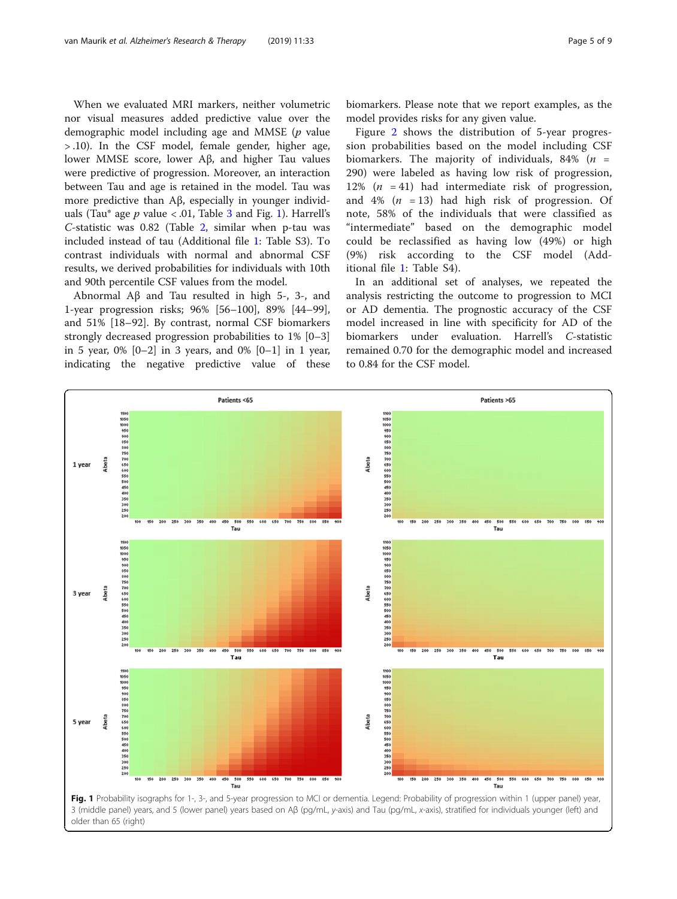When we evaluated MRI markers, neither volumetric nor visual measures added predictive value over the demographic model including age and MMSE ($p$ value > .10). In the CSF model, female gender, higher age, lower MMSE score, lower Aβ, and higher Tau values were predictive of progression. Moreover, an interaction between Tau and age is retained in the model. Tau was more predictive than Aβ, especially in younger individuals (Tau* age $p$ value < .01, Table 3 and Fig. 1). Harrell's $C$-statistic was 0.82 (Table 2, similar when p-tau was included instead of tau (Additional file 1: Table S3). To contrast individuals with normal and abnormal CSF results, we derived probabilities for individuals with 10th and 90th percentile CSF values from the model.

Abnormal Aβ and Tau resulted in high 5-, 3-, and 1-year progression risks; 96% [56–100], 89% [44–99], and 51% [18–92]. By contrast, normal CSF biomarkers strongly decreased progression probabilities to 1% [0–3] in 5 year, 0% [0–2] in 3 years, and 0% [0–1] in 1 year, indicating the negative predictive value of these biomarkers. Please note that we report examples, as the model provides risks for any given value.

Figure 2 shows the distribution of 5-year progression probabilities based on the model including CSF biomarkers. The majority of individuals, 84% ($n$ = 290) were labeled as having low risk of progression, 12% ($n$ = 41) had intermediate risk of progression, and 4% ($n$ = 13) had high risk of progression. Of note, 58% of the individuals that were classified as "intermediate" based on the demographic model could be reclassified as having low (49%) or high (9%) risk according to the CSF model (Additional file 1: Table S4).

In an additional set of analyses, we repeated the analysis restricting the outcome to progression to MCI or AD dementia. The prognostic accuracy of the CSF model increased in line with specificity for AD of the biomarkers under evaluation. Harrell's $C$-statistic remained 0.70 for the demographic model and increased to 0.84 for the CSF model.

**Fig. 1** Probability isographs for 1-, 3-, and 5-year progression to MCI or dementia. Legend: Probability of progression within 1 (upper panel) year, 3 (middle panel) years, and 5 (lower panel) years based on Aβ (pg/mL, $y$-axis) and Tau (pg/mL, $x$-axis), stratified for individuals younger (left) and older than 65 (right)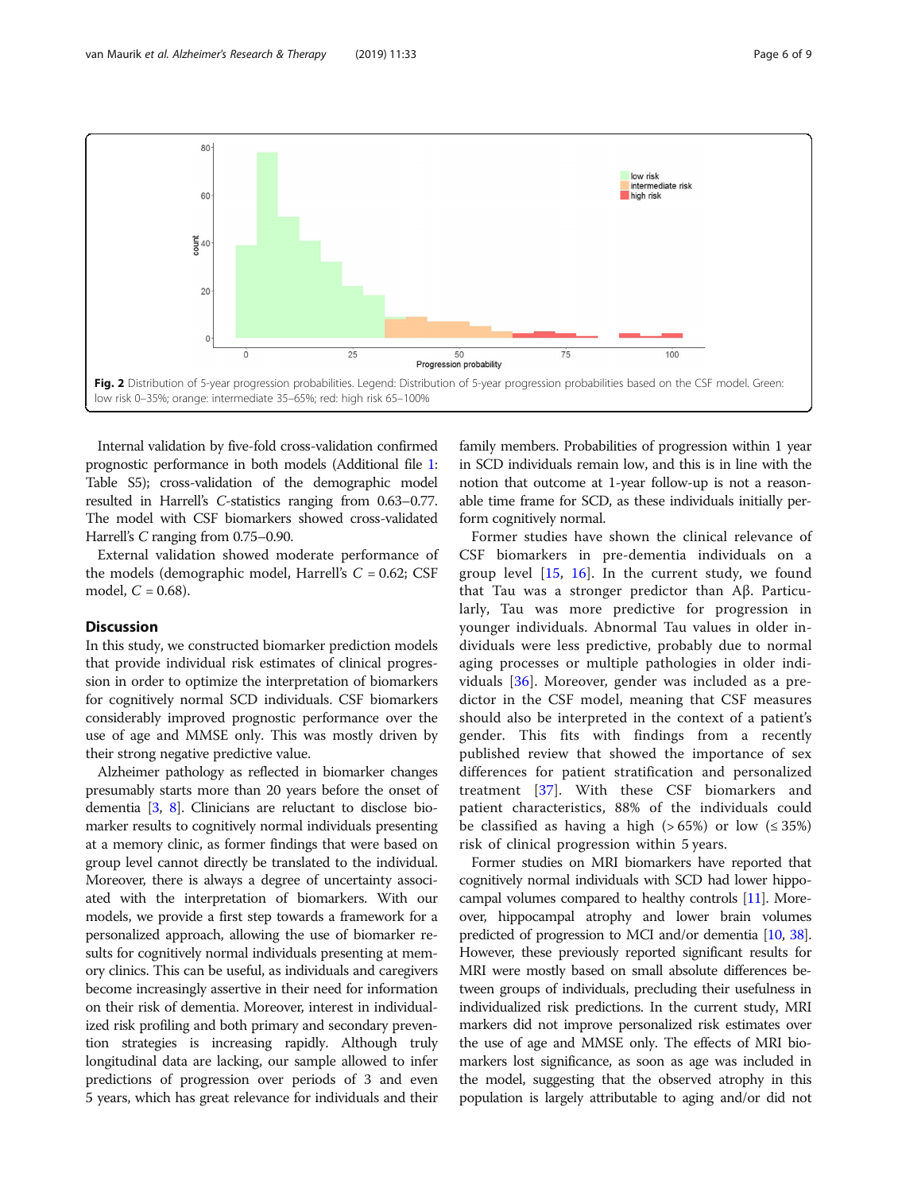Fig. 2 Distribution of 5-year progression probabilities. Legend: Distribution of 5-year progression probabilities based on the CSF model. Green: low risk 0–35%; orange: intermediate 35–65%; red: high risk 65–100%

Internal validation by five-fold cross-validation confirmed prognostic performance in both models (Additional file 1: Table S5); cross-validation of the demographic model resulted in Harrell's *C*-statistics ranging from 0.63–0.77. The model with CSF biomarkers showed cross-validated Harrell's *C* ranging from 0.75–0.90.

External validation showed moderate performance of the models (demographic model, Harrell's $C$ = 0.62; CSF model, $C$ = 0.68).

## Discussion

In this study, we constructed biomarker prediction models that provide individual risk estimates of clinical progression in order to optimize the interpretation of biomarkers for cognitively normal SCD individuals. CSF biomarkers considerably improved prognostic performance over the use of age and MMSE only. This was mostly driven by their strong negative predictive value.

Alzheimer pathology as reflected in biomarker changes presumably starts more than 20 years before the onset of dementia [3, 8]. Clinicians are reluctant to disclose biomarker results to cognitively normal individuals presenting at a memory clinic, as former findings that were based on group level cannot directly be translated to the individual. Moreover, there is always a degree of uncertainty associated with the interpretation of biomarkers. With our models, we provide a first step towards a framework for a personalized approach, allowing the use of biomarker results for cognitively normal individuals presenting at memory clinics. This can be useful, as individuals and caregivers become increasingly assertive in their need for information on their risk of dementia. Moreover, interest in individualized risk profiling and both primary and secondary prevention strategies is increasing rapidly. Although truly longitudinal data are lacking, our sample allowed to infer predictions of progression over periods of 3 and even 5 years, which has great relevance for individuals and their family members. Probabilities of progression within 1 year in SCD individuals remain low, and this is in line with the notion that outcome at 1-year follow-up is not a reasonable time frame for SCD, as these individuals initially perform cognitively normal.

Former studies have shown the clinical relevance of CSF biomarkers in pre-dementia individuals on a group level [15, 16]. In the current study, we found that Tau was a stronger predictor than Aβ. Particularly, Tau was more predictive for progression in younger individuals. Abnormal Tau values in older individuals were less predictive, probably due to normal aging processes or multiple pathologies in older individuals [36]. Moreover, gender was included as a predictor in the CSF model, meaning that CSF measures should also be interpreted in the context of a patient's gender. This fits with findings from a recently published review that showed the importance of sex differences for patient stratification and personalized treatment [37]. With these CSF biomarkers and patient characteristics, 88% of the individuals could be classified as having a high (> 65%) or low (≤ 35%) risk of clinical progression within 5 years.

Former studies on MRI biomarkers have reported that cognitively normal individuals with SCD had lower hippocampal volumes compared to healthy controls [11]. Moreover, hippocampal atrophy and lower brain volumes predicted of progression to MCI and/or dementia [10, 38]. However, these previously reported significant results for MRI were mostly based on small absolute differences between groups of individuals, precluding their usefulness in individualized risk predictions. In the current study, MRI markers did not improve personalized risk estimates over the use of age and MMSE only. The effects of MRI biomarkers lost significance, as soon as age was included in the model, suggesting that the observed atrophy in this population is largely attributable to aging and/or did not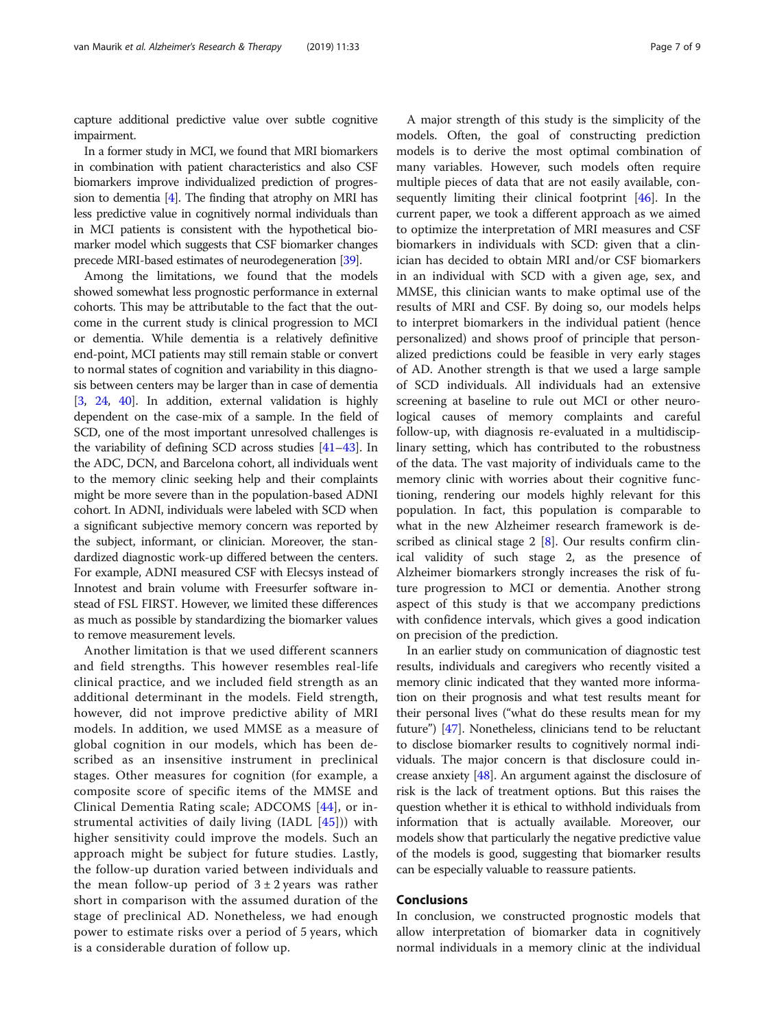capture additional predictive value over subtle cognitive impairment.

In a former study in MCI, we found that MRI biomarkers in combination with patient characteristics and also CSF biomarkers improve individualized prediction of progression to dementia [4]. The finding that atrophy on MRI has less predictive value in cognitively normal individuals than in MCI patients is consistent with the hypothetical biomarker model which suggests that CSF biomarker changes precede MRI-based estimates of neurodegeneration [39].

Among the limitations, we found that the models showed somewhat less prognostic performance in external cohorts. This may be attributable to the fact that the outcome in the current study is clinical progression to MCI or dementia. While dementia is a relatively definitive end-point, MCI patients may still remain stable or convert to normal states of cognition and variability in this diagnosis between centers may be larger than in case of dementia [3, 24, 40]. In addition, external validation is highly dependent on the case-mix of a sample. In the field of SCD, one of the most important unresolved challenges is the variability of defining SCD across studies [41–43]. In the ADC, DCN, and Barcelona cohort, all individuals went to the memory clinic seeking help and their complaints might be more severe than in the population-based ADNI cohort. In ADNI, individuals were labeled with SCD when a significant subjective memory concern was reported by the subject, informant, or clinician. Moreover, the standardized diagnostic work-up differed between the centers. For example, ADNI measured CSF with Elecsys instead of Innotest and brain volume with Freesurfer software instead of FSL FIRST. However, we limited these differences as much as possible by standardizing the biomarker values to remove measurement levels.

Another limitation is that we used different scanners and field strengths. This however resembles real-life clinical practice, and we included field strength as an additional determinant in the models. Field strength, however, did not improve predictive ability of MRI models. In addition, we used MMSE as a measure of global cognition in our models, which has been described as an insensitive instrument in preclinical stages. Other measures for cognition (for example, a composite score of specific items of the MMSE and Clinical Dementia Rating scale; ADCOMS [44], or instrumental activities of daily living (IADL [45])) with higher sensitivity could improve the models. Such an approach might be subject for future studies. Lastly, the follow-up duration varied between individuals and the mean follow-up period of $3 \pm 2$ years was rather short in comparison with the assumed duration of the stage of preclinical AD. Nonetheless, we had enough power to estimate risks over a period of 5 years, which is a considerable duration of follow up.

A major strength of this study is the simplicity of the models. Often, the goal of constructing prediction models is to derive the most optimal combination of many variables. However, such models often require multiple pieces of data that are not easily available, consequently limiting their clinical footprint [46]. In the current paper, we took a different approach as we aimed to optimize the interpretation of MRI measures and CSF biomarkers in individuals with SCD: given that a clinician has decided to obtain MRI and/or CSF biomarkers in an individual with SCD with a given age, sex, and MMSE, this clinician wants to make optimal use of the results of MRI and CSF. By doing so, our models helps to interpret biomarkers in the individual patient (hence personalized) and shows proof of principle that personalized predictions could be feasible in very early stages of AD. Another strength is that we used a large sample of SCD individuals. All individuals had an extensive screening at baseline to rule out MCI or other neurological causes of memory complaints and careful follow-up, with diagnosis re-evaluated in a multidisciplinary setting, which has contributed to the robustness of the data. The vast majority of individuals came to the memory clinic with worries about their cognitive functioning, rendering our models highly relevant for this population. In fact, this population is comparable to what in the new Alzheimer research framework is described as clinical stage 2 [8]. Our results confirm clinical validity of such stage 2, as the presence of Alzheimer biomarkers strongly increases the risk of future progression to MCI or dementia. Another strong aspect of this study is that we accompany predictions with confidence intervals, which gives a good indication on precision of the prediction.

In an earlier study on communication of diagnostic test results, individuals and caregivers who recently visited a memory clinic indicated that they wanted more information on their prognosis and what test results meant for their personal lives ("what do these results mean for my future") [47]. Nonetheless, clinicians tend to be reluctant to disclose biomarker results to cognitively normal individuals. The major concern is that disclosure could increase anxiety [48]. An argument against the disclosure of risk is the lack of treatment options. But this raises the question whether it is ethical to withhold individuals from information that is actually available. Moreover, our models show that particularly the negative predictive value of the models is good, suggesting that biomarker results can be especially valuable to reassure patients.

## Conclusions

In conclusion, we constructed prognostic models that allow interpretation of biomarker data in cognitively normal individuals in a memory clinic at the individual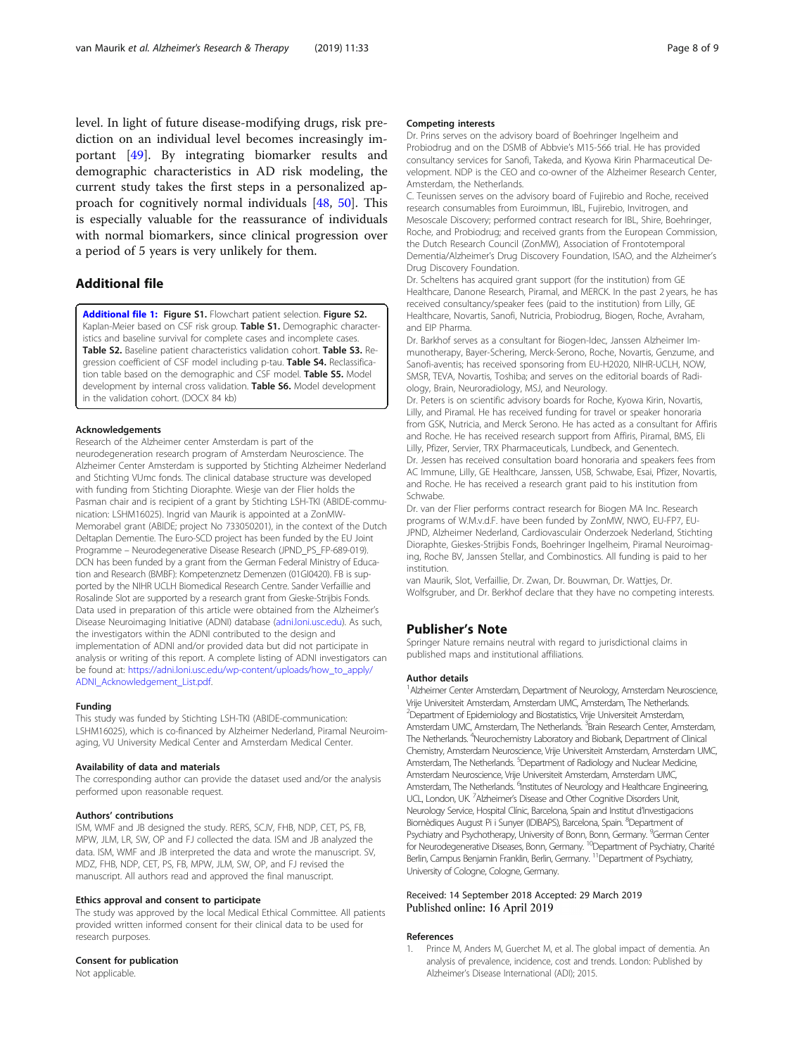level. In light of future disease-modifying drugs, risk prediction on an individual level becomes increasingly important [49]. By integrating biomarker results and demographic characteristics in AD risk modeling, the current study takes the first steps in a personalized approach for cognitively normal individuals [48, 50]. This is especially valuable for the reassurance of individuals with normal biomarkers, since clinical progression over a period of 5 years is very unlikely for them.

## Additional file

**Additional file 1:** **Figure S1.** Flowchart patient selection. **Figure S2.** Kaplan-Meier based on CSF risk group. **Table S1.** Demographic characteristics and baseline survival for complete cases and incomplete cases. **Table S2.** Baseline patient characteristics validation cohort. **Table S3.** Regression coefficient of CSF model including p-tau. **Table S4.** Reclassification table based on the demographic and CSF model. **Table S5.** Model development by internal cross validation. **Table S6.** Model development in the validation cohort. (DOCX 84 kb)

### Acknowledgements

Research of the Alzheimer center Amsterdam is part of the neurodegeneration research program of Amsterdam Neuroscience. The Alzheimer Center Amsterdam is supported by Stichting Alzheimer Nederland and Stichting VUmc fonds. The clinical database structure was developed with funding from Stichting Dioraphte. Wiesje van der Flier holds the Pasman chair and is recipient of a grant by Stichting LSH-TKI (ABIDE-communication: LSHM16025). Ingrid van Maurik is appointed at a ZonMW-Memorabel grant (ABIDE; project No 733050201), in the context of the Dutch Deltaplan Dementie. The Euro-SCD project has been funded by the EU Joint Programme – Neurodegenerative Disease Research (JPND_PS_FP-689-019). DCN has been funded by a grant from the German Federal Ministry of Education and Research (BMBF): Kompetenznetz Demenzen (01GI0420). FB is supported by the NIHR UCLH Biomedical Research Centre. Sander Verfaillie and Rosalinde Slot are supported by a research grant from Gieske-Strijbis Fonds. Data used in preparation of this article were obtained from the Alzheimer's Disease Neuroimaging Initiative (ADNI) database (adni.loni.usc.edu). As such, the investigators within the ADNI contributed to the design and implementation of ADNI and/or provided data but did not participate in analysis or writing of this report. A complete listing of ADNI investigators can be found at: https://adni.loni.usc.edu/wp-content/uploads/how_to_apply/ADNI_Acknowledgement_List.pdf.

### Funding

This study was funded by Stichting LSH-TKI (ABIDE-communication: LSHM16025), which is co-financed by Alzheimer Nederland, Piramal Neuroimaging, VU University Medical Center and Amsterdam Medical Center.

### Availability of data and materials

The corresponding author can provide the dataset used and/or the analysis performed upon reasonable request.

### Authors' contributions

ISM, WMF and JB designed the study. RERS, SCJV, FHB, NDP, CET, PS, FB, MPW, JLM, LR, SW, OP and FJ collected the data. ISM and JB analyzed the data. ISM, WMF and JB interpreted the data and wrote the manuscript. SV, MDZ, FHB, NDP, CET, PS, FB, MPW, JLM, SW, OP, and FJ revised the manuscript. All authors read and approved the final manuscript.

### Ethics approval and consent to participate

The study was approved by the local Medical Ethical Committee. All patients provided written informed consent for their clinical data to be used for research purposes.

### Consent for publication

Not applicable.

### Competing interests

Dr. Prins serves on the advisory board of Boehringer Ingelheim and Probiodrug and on the DSMB of Abbvie's M15-566 trial. He has provided consultancy services for Sanofi, Takeda, and Kyowa Kirin Pharmaceutical Development. NDP is the CEO and co-owner of the Alzheimer Research Center, Amsterdam, the Netherlands.

C. Teunissen serves on the advisory board of Fujirebio and Roche, received research consumables from Euroimmun, IBL, Fujirebio, Invitrogen, and Mesoscale Discovery; performed contract research for IBL, Shire, Boehringer, Roche, and Probiodrug; and received grants from the European Commission, the Dutch Research Council (ZonMW), Association of Frontotemporal Dementia/Alzheimer's Drug Discovery Foundation, ISAO, and the Alzheimer's Drug Discovery Foundation.

Dr. Scheltens has acquired grant support (for the institution) from GE Healthcare, Danone Research, Piramal, and MERCK. In the past 2 years, he has received consultancy/speaker fees (paid to the institution) from Lilly, GE Healthcare, Novartis, Sanofi, Nutricia, Probiodrug, Biogen, Roche, Avraham, and EIP Pharma.

Dr. Barkhof serves as a consultant for Biogen-Idec, Janssen Alzheimer Immunotherapy, Bayer-Schering, Merck-Serono, Roche, Novartis, Genzume, and Sanofi-aventis; has received sponsoring from EU-H2020, NIHR-UCLH, NOW, SMSR, TEVA, Novartis, Toshiba; and serves on the editorial boards of Radiology, Brain, Neuroradiology, MSJ, and Neurology.

Dr. Peters is on scientific advisory boards for Roche, Kyowa Kirin, Novartis, Lilly, and Piramal. He has received funding for travel or speaker honoraria from GSK, Nutricia, and Merck Serono. He has acted as a consultant for Affiris and Roche. He has received research support from Affiris, Piramal, BMS, Eli Lilly, Pfizer, Servier, TRX Pharmaceuticals, Lundbeck, and Genentech.

Dr. Jessen has received consultation board honoraria and speakers fees from AC Immune, Lilly, GE Healthcare, Janssen, USB, Schwabe, Esai, Pfizer, Novartis, and Roche. He has received a research grant paid to his institution from Schwabe.

Dr. van der Flier performs contract research for Biogen MA Inc. Research programs of W.M.v.d.F. have been funded by ZonMW, NWO, EU-FP7, EU-JPND, Alzheimer Nederland, Cardiovasculair Onderzoek Nederland, Stichting Dioraphte, Gieskes-Strijbis Fonds, Boehringer Ingelheim, Piramal Neuroimaging, Roche BV, Janssen Stellar, and Combinostics. All funding is paid to her institution.

van Maurik, Slot, Verfaillie, Dr. Zwan, Dr. Bouwman, Dr. Wattjes, Dr. Wolfsgruber, and Dr. Berkhof declare that they have no competing interests.

## Publisher's Note

Springer Nature remains neutral with regard to jurisdictional claims in published maps and institutional affiliations.

### Author details

[1]Alzheimer Center Amsterdam, Department of Neurology, Amsterdam Neuroscience, Vrije Universiteit Amsterdam, Amsterdam UMC, Amsterdam, The Netherlands. [2]Department of Epidemiology and Biostatistics, Vrije Universiteit Amsterdam, Amsterdam UMC, Amsterdam, The Netherlands. [3]Brain Research Center, Amsterdam, The Netherlands. [4]Neurochemistry Laboratory and Biobank, Department of Clinical Chemistry, Amsterdam Neuroscience, Vrije Universiteit Amsterdam, Amsterdam UMC, Amsterdam, The Netherlands. [5]Department of Radiology and Nuclear Medicine, Amsterdam Neuroscience, Vrije Universiteit Amsterdam, Amsterdam UMC, Amsterdam, The Netherlands. [6]Institutes of Neurology and Healthcare Engineering, UCL, London, UK. [7]Alzheimer's Disease and Other Cognitive Disorders Unit, Neurology Service, Hospital Clínic, Barcelona, Spain and Institut d'Investigacions Biomèdiques August Pi i Sunyer (IDIBAPS), Barcelona, Spain. [8]Department of Psychiatry and Psychotherapy, University of Bonn, Bonn, Germany. [9]German Center for Neurodegenerative Diseases, Bonn, Germany. [10]Department of Psychiatry, Charité Berlin, Campus Benjamin Franklin, Berlin, Germany. [11]Department of Psychiatry, University of Cologne, Cologne, Germany.

Received: 14 September 2018 Accepted: 29 March 2019
Published online: 16 April 2019

### References

1. Prince M, Anders M, Guerchet M, et al. The global impact of dementia. An analysis of prevalence, incidence, cost and trends. London: Published by Alzheimer's Disease International (ADI); 2015.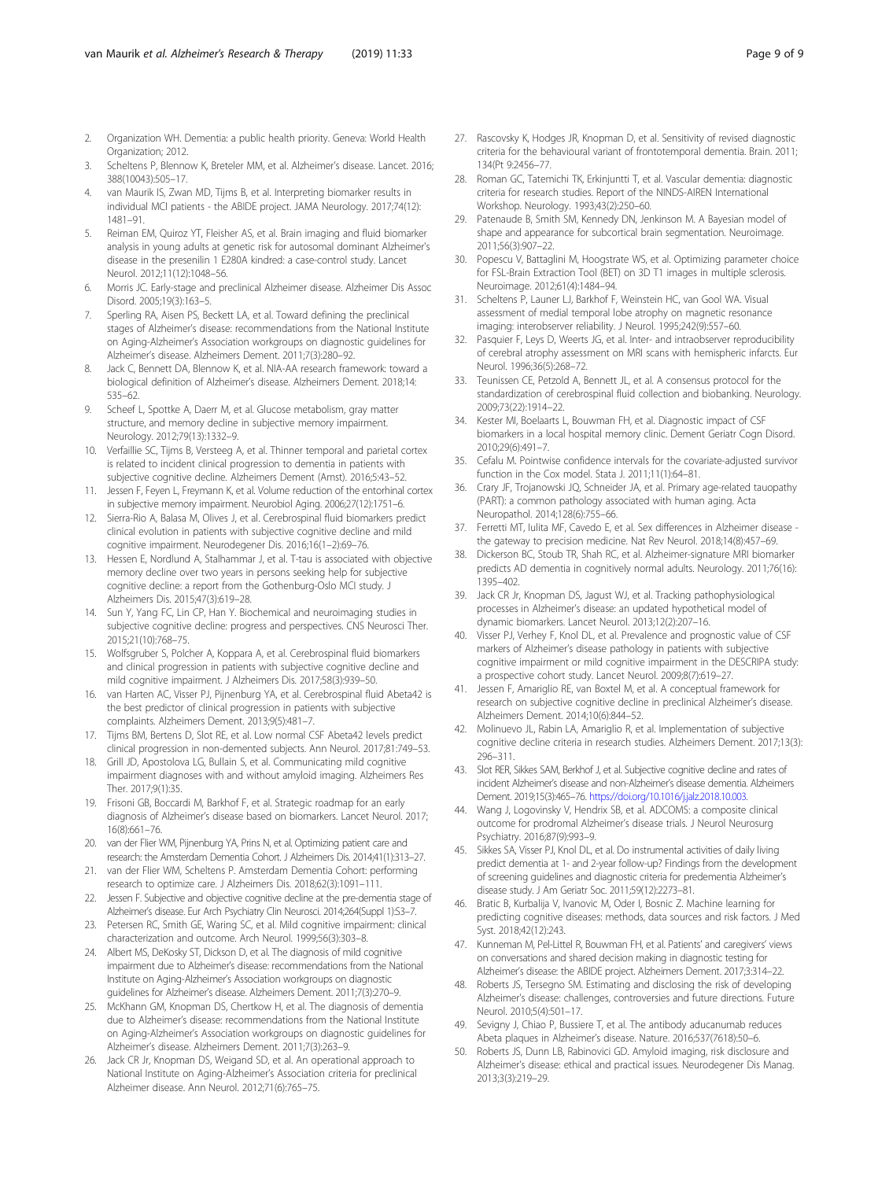2. Organization WH. Dementia: a public health priority. Geneva: World Health Organization; 2012.
3. Scheltens P, Blennow K, Breteler MM, et al. Alzheimer's disease. Lancet. 2016; 388(10043):505–17.
4. van Maurik IS, Zwan MD, Tijms B, et al. Interpreting biomarker results in individual MCI patients - the ABIDE project. JAMA Neurology. 2017;74(12): 1481–91.
5. Reiman EM, Quiroz YT, Fleisher AS, et al. Brain imaging and fluid biomarker analysis in young adults at genetic risk for autosomal dominant Alzheimer's disease in the presenilin 1 E280A kindred: a case-control study. Lancet Neurol. 2012;11(12):1048–56.
6. Morris JC. Early-stage and preclinical Alzheimer disease. Alzheimer Dis Assoc Disord. 2005;19(3):163–5.
7. Sperling RA, Aisen PS, Beckett LA, et al. Toward defining the preclinical stages of Alzheimer's disease: recommendations from the National Institute on Aging-Alzheimer's Association workgroups on diagnostic guidelines for Alzheimer's disease. Alzheimers Dement. 2011;7(3):280–92.
8. Jack C, Bennett DA, Blennow K, et al. NIA-AA research framework: toward a biological definition of Alzheimer's disease. Alzheimers Dement. 2018;14: 535–62.
9. Scheef L, Spottke A, Daerr M, et al. Glucose metabolism, gray matter structure, and memory decline in subjective memory impairment. Neurology. 2012;79(13):1332–9.
10. Verfaillie SC, Tijms B, Versteeg A, et al. Thinner temporal and parietal cortex is related to incident clinical progression to dementia in patients with subjective cognitive decline. Alzheimers Dement (Amst). 2016;5:43–52.
11. Jessen F, Feyen L, Freymann K, et al. Volume reduction of the entorhinal cortex in subjective memory impairment. Neurobiol Aging. 2006;27(12):1751–6.
12. Sierra-Rio A, Balasa M, Olives J, et al. Cerebrospinal fluid biomarkers predict clinical evolution in patients with subjective cognitive decline and mild cognitive impairment. Neurodegener Dis. 2016;16(1–2):69–76.
13. Hessen E, Nordlund A, Stalhammar J, et al. T-tau is associated with objective memory decline over two years in persons seeking help for subjective cognitive decline: a report from the Gothenburg-Oslo MCI study. J Alzheimers Dis. 2015;47(3):619–28.
14. Sun Y, Yang FC, Lin CP, Han Y. Biochemical and neuroimaging studies in subjective cognitive decline: progress and perspectives. CNS Neurosci Ther. 2015;21(10):768–75.
15. Wolfsgruber S, Polcher A, Koppara A, et al. Cerebrospinal fluid biomarkers and clinical progression in patients with subjective cognitive decline and mild cognitive impairment. J Alzheimers Dis. 2017;58(3):939–50.
16. van Harten AC, Visser PJ, Pijnenburg YA, et al. Cerebrospinal fluid Abeta42 is the best predictor of clinical progression in patients with subjective complaints. Alzheimers Dement. 2013;9(5):481–7.
17. Tijms BM, Bertens D, Slot RE, et al. Low normal CSF Abeta42 levels predict clinical progression in non-demented subjects. Ann Neurol. 2017;81:749–53.
18. Grill JD, Apostolova LG, Bullain S, et al. Communicating mild cognitive impairment diagnoses with and without amyloid imaging. Alzheimers Res Ther. 2017;9(1):35.
19. Frisoni GB, Boccardi M, Barkhof F, et al. Strategic roadmap for an early diagnosis of Alzheimer's disease based on biomarkers. Lancet Neurol. 2017; 16(8):661–76.
20. van der Flier WM, Pijnenburg YA, Prins N, et al. Optimizing patient care and research: the Amsterdam Dementia Cohort. J Alzheimers Dis. 2014;41(1):313–27.
21. van der Flier WM, Scheltens P. Amsterdam Dementia Cohort: performing research to optimize care. J Alzheimers Dis. 2018;62(3):1091–111.
22. Jessen F. Subjective and objective cognitive decline at the pre-dementia stage of Alzheimer's disease. Eur Arch Psychiatry Clin Neurosci. 2014;264(Suppl 1):S3–7.
23. Petersen RC, Smith GE, Waring SC, et al. Mild cognitive impairment: clinical characterization and outcome. Arch Neurol. 1999;56(3):303–8.
24. Albert MS, DeKosky ST, Dickson D, et al. The diagnosis of mild cognitive impairment due to Alzheimer's disease: recommendations from the National Institute on Aging-Alzheimer's Association workgroups on diagnostic guidelines for Alzheimer's disease. Alzheimers Dement. 2011;7(3):270–9.
25. McKhann GM, Knopman DS, Chertkow H, et al. The diagnosis of dementia due to Alzheimer's disease: recommendations from the National Institute on Aging-Alzheimer's Association workgroups on diagnostic guidelines for Alzheimer's disease. Alzheimers Dement. 2011;7(3):263–9.
26. Jack CR Jr, Knopman DS, Weigand SD, et al. An operational approach to National Institute on Aging-Alzheimer's Association criteria for preclinical Alzheimer disease. Ann Neurol. 2012;71(6):765–75.
27. Rascovsky K, Hodges JR, Knopman D, et al. Sensitivity of revised diagnostic criteria for the behavioural variant of frontotemporal dementia. Brain. 2011; 134(Pt 9:2456–77.
28. Roman GC, Tatemichi TK, Erkinjuntti T, et al. Vascular dementia: diagnostic criteria for research studies. Report of the NINDS-AIREN International Workshop. Neurology. 1993;43(2):250–60.
29. Patenaude B, Smith SM, Kennedy DN, Jenkinson M. A Bayesian model of shape and appearance for subcortical brain segmentation. Neuroimage. 2011;56(3):907–22.
30. Popescu V, Battaglini M, Hoogstrate WS, et al. Optimizing parameter choice for FSL-Brain Extraction Tool (BET) on 3D T1 images in multiple sclerosis. Neuroimage. 2012;61(4):1484–94.
31. Scheltens P, Launer LJ, Barkhof F, Weinstein HC, van Gool WA. Visual assessment of medial temporal lobe atrophy on magnetic resonance imaging: interobserver reliability. J Neurol. 1995;242(9):557–60.
32. Pasquier F, Leys D, Weerts JG, et al. Inter- and intraobserver reproducibility of cerebral atrophy assessment on MRI scans with hemispheric infarcts. Eur Neurol. 1996;36(5):268–72.
33. Teunissen CE, Petzold A, Bennett JL, et al. A consensus protocol for the standardization of cerebrospinal fluid collection and biobanking. Neurology. 2009;73(22):1914–22.
34. Kester MI, Boelaarts L, Bouwman FH, et al. Diagnostic impact of CSF biomarkers in a local hospital memory clinic. Dement Geriatr Cogn Disord. 2010;29(6):491–7.
35. Cefalu M. Pointwise confidence intervals for the covariate-adjusted survivor function in the Cox model. Stata J. 2011;11(1):64–81.
36. Crary JF, Trojanowski JQ, Schneider JA, et al. Primary age-related tauopathy (PART): a common pathology associated with human aging. Acta Neuropathol. 2014;128(6):755–66.
37. Ferretti MT, Iulita MF, Cavedo E, et al. Sex differences in Alzheimer disease - the gateway to precision medicine. Nat Rev Neurol. 2018;14(8):457–69.
38. Dickerson BC, Stoub TR, Shah RC, et al. Alzheimer-signature MRI biomarker predicts AD dementia in cognitively normal adults. Neurology. 2011;76(16): 1395–402.
39. Jack CR Jr, Knopman DS, Jagust WJ, et al. Tracking pathophysiological processes in Alzheimer's disease: an updated hypothetical model of dynamic biomarkers. Lancet Neurol. 2013;12(2):207–16.
40. Visser PJ, Verhey F, Knol DL, et al. Prevalence and prognostic value of CSF markers of Alzheimer's disease pathology in patients with subjective cognitive impairment or mild cognitive impairment in the DESCRIPA study: a prospective cohort study. Lancet Neurol. 2009;8(7):619–27.
41. Jessen F, Amariglio RE, van Boxtel M, et al. A conceptual framework for research on subjective cognitive decline in preclinical Alzheimer's disease. Alzheimers Dement. 2014;10(6):844–52.
42. Molinuevo JL, Rabin LA, Amariglio R, et al. Implementation of subjective cognitive decline criteria in research studies. Alzheimers Dement. 2017;13(3): 296–311.
43. Slot RER, Sikkes SAM, Berkhof J, et al. Subjective cognitive decline and rates of incident Alzheimer's disease and non-Alzheimer's disease dementia. Alzheimers Dement. 2019;15(3):465–76. https://doi.org/10.1016/j.jalz.2018.10.003.
44. Wang J, Logovinsky V, Hendrix SB, et al. ADCOMS: a composite clinical outcome for prodromal Alzheimer's disease trials. J Neurol Neurosurg Psychiatry. 2016;87(9):993–9.
45. Sikkes SA, Visser PJ, Knol DL, et al. Do instrumental activities of daily living predict dementia at 1- and 2-year follow-up? Findings from the development of screening guidelines and diagnostic criteria for predementia Alzheimer's disease study. J Am Geriatr Soc. 2011;59(12):2273–81.
46. Bratic B, Kurbalija V, Ivanovic M, Oder I, Bosnic Z. Machine learning for predicting cognitive diseases: methods, data sources and risk factors. J Med Syst. 2018;42(12):243.
47. Kunneman M, Pel-Littel R, Bouwman FH, et al. Patients' and caregivers' views on conversations and shared decision making in diagnostic testing for Alzheimer's disease: the ABIDE project. Alzheimers Dement. 2017;3:314–22.
48. Roberts JS, Tersegno SM. Estimating and disclosing the risk of developing Alzheimer's disease: challenges, controversies and future directions. Future Neurol. 2010;5(4):501–17.
49. Sevigny J, Chiao P, Bussiere T, et al. The antibody aducanumab reduces Abeta plaques in Alzheimer's disease. Nature. 2016;537(7618):50–6.
50. Roberts JS, Dunn LB, Rabinovici GD. Amyloid imaging, risk disclosure and Alzheimer's disease: ethical and practical issues. Neurodegener Dis Manag. 2013;3(3):219–29.